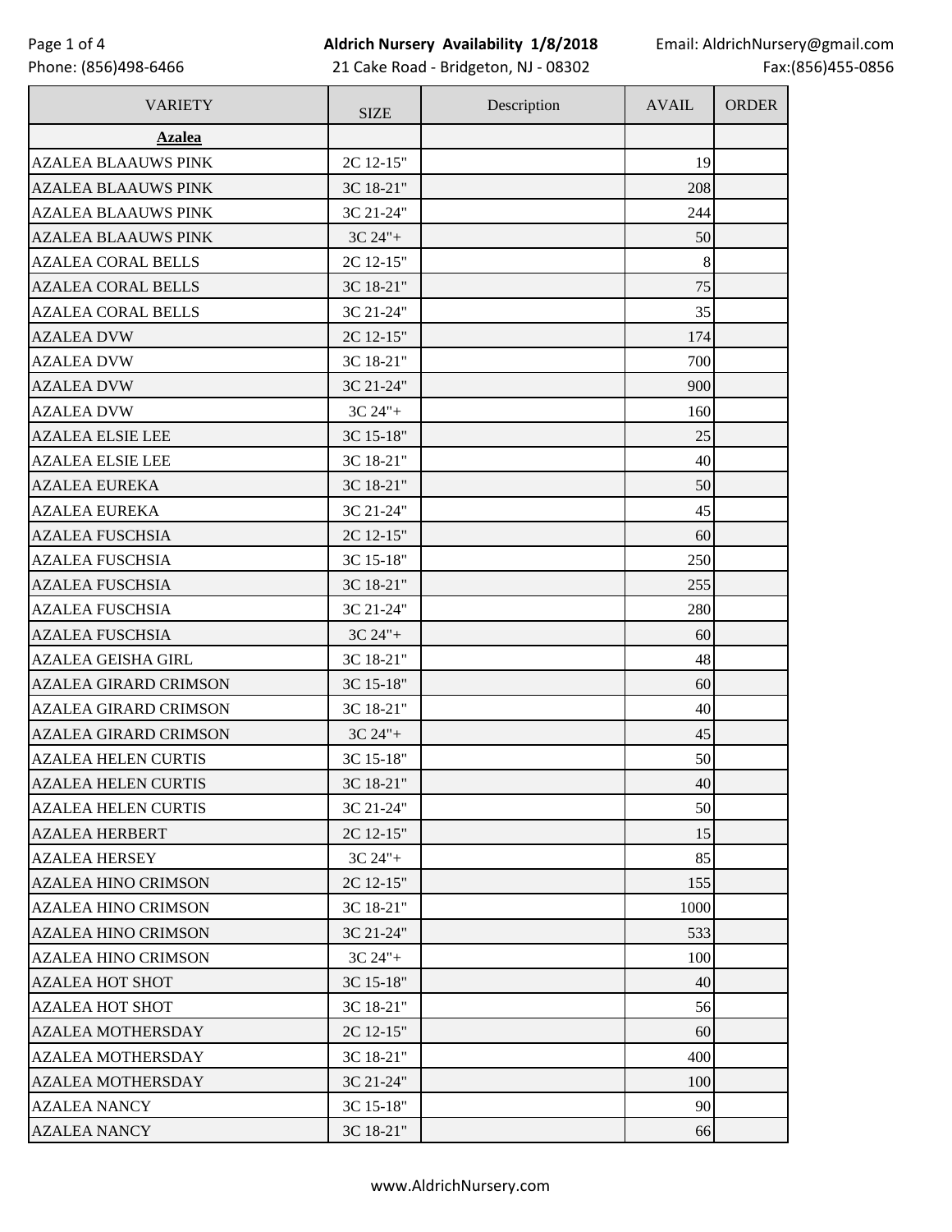# Aldrich Nursery Availability 1/8/2018

21 Cake Road - Bridgeton, NJ - 08302

Phone: (856)498-6466
Email: AldrichNursery@gmail.com
Fax:(856)455-0856

| VARIETY | SIZE | Description | AVAIL | ORDER |
|---|---|---|---|---|
| **Azalea** | | | | |
| AZALEA BLAAUWS PINK | 2C 12-15" | | 19 | |
| AZALEA BLAAUWS PINK | 3C 18-21" | | 208 | |
| AZALEA BLAAUWS PINK | 3C 21-24" | | 244 | |
| AZALEA BLAAUWS PINK | 3C 24"+ | | 50 | |
| AZALEA CORAL BELLS | 2C 12-15" | | 8 | |
| AZALEA CORAL BELLS | 3C 18-21" | | 75 | |
| AZALEA CORAL BELLS | 3C 21-24" | | 35 | |
| AZALEA DVW | 2C 12-15" | | 174 | |
| AZALEA DVW | 3C 18-21" | | 700 | |
| AZALEA DVW | 3C 21-24" | | 900 | |
| AZALEA DVW | 3C 24"+ | | 160 | |
| AZALEA ELSIE LEE | 3C 15-18" | | 25 | |
| AZALEA ELSIE LEE | 3C 18-21" | | 40 | |
| AZALEA EUREKA | 3C 18-21" | | 50 | |
| AZALEA EUREKA | 3C 21-24" | | 45 | |
| AZALEA FUSCHSIA | 2C 12-15" | | 60 | |
| AZALEA FUSCHSIA | 3C 15-18" | | 250 | |
| AZALEA FUSCHSIA | 3C 18-21" | | 255 | |
| AZALEA FUSCHSIA | 3C 21-24" | | 280 | |
| AZALEA FUSCHSIA | 3C 24"+ | | 60 | |
| AZALEA GEISHA GIRL | 3C 18-21" | | 48 | |
| AZALEA GIRARD CRIMSON | 3C 15-18" | | 60 | |
| AZALEA GIRARD CRIMSON | 3C 18-21" | | 40 | |
| AZALEA GIRARD CRIMSON | 3C 24"+ | | 45 | |
| AZALEA HELEN CURTIS | 3C 15-18" | | 50 | |
| AZALEA HELEN CURTIS | 3C 18-21" | | 40 | |
| AZALEA HELEN CURTIS | 3C 21-24" | | 50 | |
| AZALEA HERBERT | 2C 12-15" | | 15 | |
| AZALEA HERSEY | 3C 24"+ | | 85 | |
| AZALEA HINO CRIMSON | 2C 12-15" | | 155 | |
| AZALEA HINO CRIMSON | 3C 18-21" | | 1000 | |
| AZALEA HINO CRIMSON | 3C 21-24" | | 533 | |
| AZALEA HINO CRIMSON | 3C 24"+ | | 100 | |
| AZALEA HOT SHOT | 3C 15-18" | | 40 | |
| AZALEA HOT SHOT | 3C 18-21" | | 56 | |
| AZALEA MOTHERSDAY | 2C 12-15" | | 60 | |
| AZALEA MOTHERSDAY | 3C 18-21" | | 400 | |
| AZALEA MOTHERSDAY | 3C 21-24" | | 100 | |
| AZALEA NANCY | 3C 15-18" | | 90 | |
| AZALEA NANCY | 3C 18-21" | | 66 | |

www.AldrichNursery.com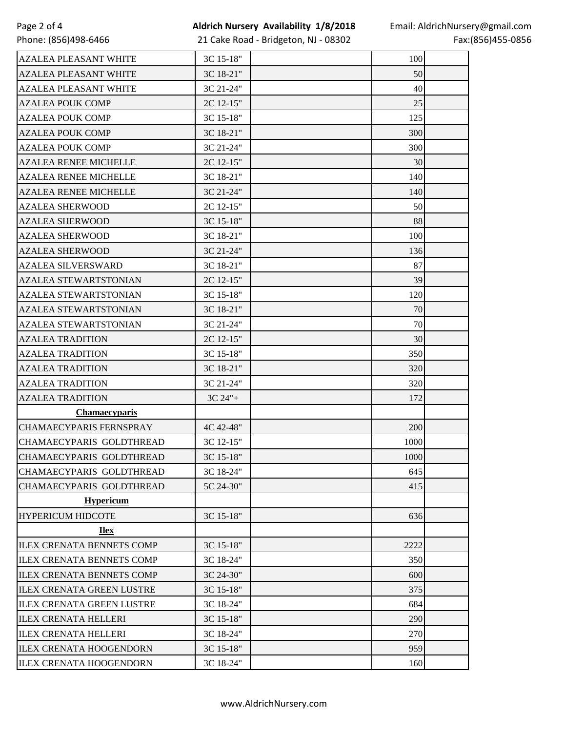| | | | | |
|---|---|---|---|---|
| AZALEA PLEASANT WHITE | 3C 15-18" | | 100 | |
| AZALEA PLEASANT WHITE | 3C 18-21" | | 50 | |
| AZALEA PLEASANT WHITE | 3C 21-24" | | 40 | |
| AZALEA POUK COMP | 2C 12-15" | | 25 | |
| AZALEA POUK COMP | 3C 15-18" | | 125 | |
| AZALEA POUK COMP | 3C 18-21" | | 300 | |
| AZALEA POUK COMP | 3C 21-24" | | 300 | |
| AZALEA RENEE MICHELLE | 2C 12-15" | | 30 | |
| AZALEA RENEE MICHELLE | 3C 18-21" | | 140 | |
| AZALEA RENEE MICHELLE | 3C 21-24" | | 140 | |
| AZALEA SHERWOOD | 2C 12-15" | | 50 | |
| AZALEA SHERWOOD | 3C 15-18" | | 88 | |
| AZALEA SHERWOOD | 3C 18-21" | | 100 | |
| AZALEA SHERWOOD | 3C 21-24" | | 136 | |
| AZALEA SILVERSWARD | 3C 18-21" | | 87 | |
| AZALEA STEWARTSTONIAN | 2C 12-15" | | 39 | |
| AZALEA STEWARTSTONIAN | 3C 15-18" | | 120 | |
| AZALEA STEWARTSTONIAN | 3C 18-21" | | 70 | |
| AZALEA STEWARTSTONIAN | 3C 21-24" | | 70 | |
| AZALEA TRADITION | 2C 12-15" | | 30 | |
| AZALEA TRADITION | 3C 15-18" | | 350 | |
| AZALEA TRADITION | 3C 18-21" | | 320 | |
| AZALEA TRADITION | 3C 21-24" | | 320 | |
| AZALEA TRADITION | 3C 24"+ | | 172 | |
| **Chamaecyparis** | | | | |
| CHAMAECYPARIS FERNSPRAY | 4C 42-48" | | 200 | |
| CHAMAECYPARIS GOLDTHREAD | 3C 12-15" | | 1000 | |
| CHAMAECYPARIS GOLDTHREAD | 3C 15-18" | | 1000 | |
| CHAMAECYPARIS GOLDTHREAD | 3C 18-24" | | 645 | |
| CHAMAECYPARIS GOLDTHREAD | 5C 24-30" | | 415 | |
| **Hypericum** | | | | |
| HYPERICUM HIDCOTE | 3C 15-18" | | 636 | |
| **Ilex** | | | | |
| ILEX CRENATA BENNETS COMP | 3C 15-18" | | 2222 | |
| ILEX CRENATA BENNETS COMP | 3C 18-24" | | 350 | |
| ILEX CRENATA BENNETS COMP | 3C 24-30" | | 600 | |
| ILEX CRENATA GREEN LUSTRE | 3C 15-18" | | 375 | |
| ILEX CRENATA GREEN LUSTRE | 3C 18-24" | | 684 | |
| ILEX CRENATA HELLERI | 3C 15-18" | | 290 | |
| ILEX CRENATA HELLERI | 3C 18-24" | | 270 | |
| ILEX CRENATA HOOGENDORN | 3C 15-18" | | 959 | |
| ILEX CRENATA HOOGENDORN | 3C 18-24" | | 160 | |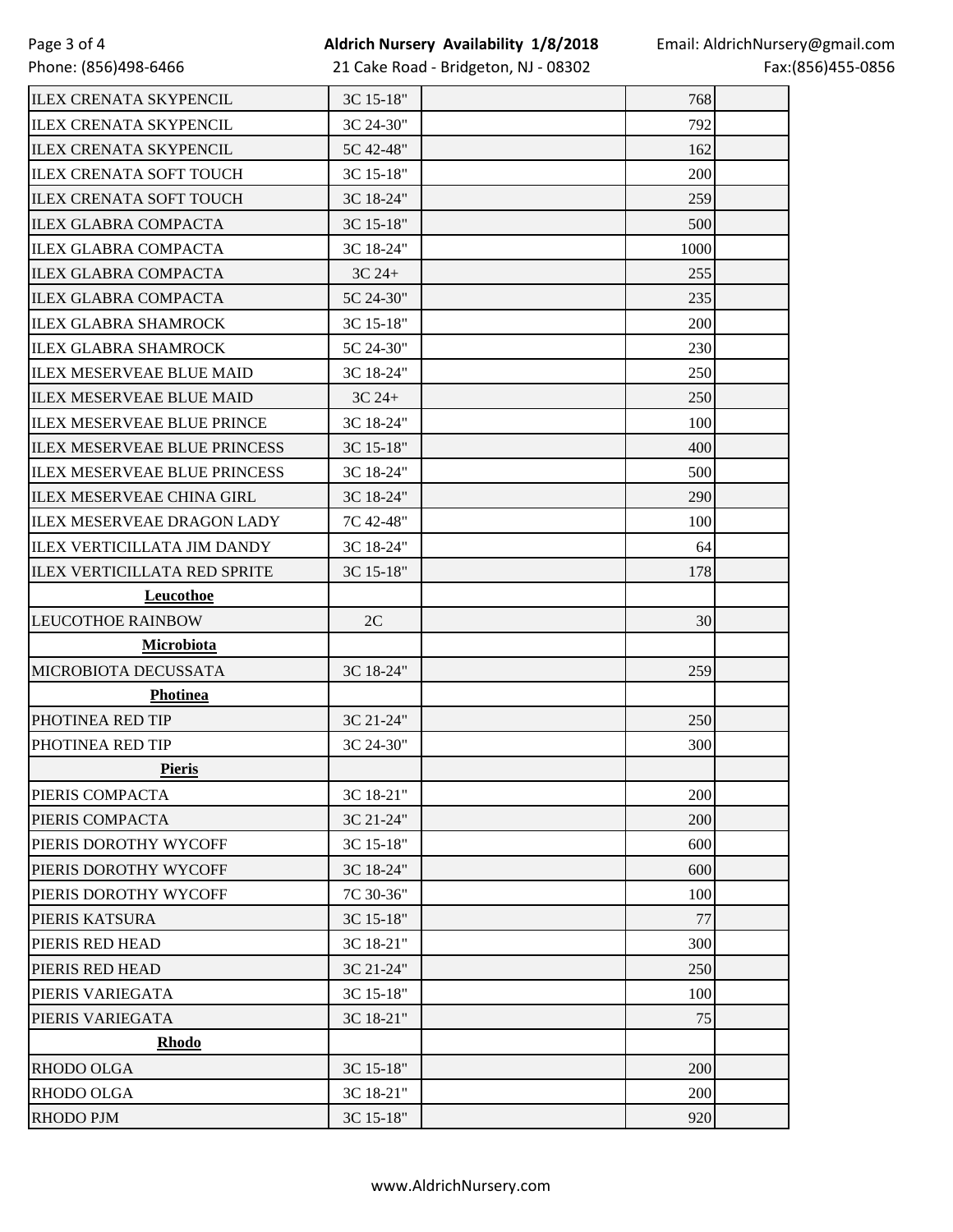| | | | | |
|---|---|---|---|---|
| ILEX CRENATA SKYPENCIL | 3C 15-18" | | 768 | |
| ILEX CRENATA SKYPENCIL | 3C 24-30" | | 792 | |
| ILEX CRENATA SKYPENCIL | 5C 42-48" | | 162 | |
| ILEX CRENATA SOFT TOUCH | 3C 15-18" | | 200 | |
| ILEX CRENATA SOFT TOUCH | 3C 18-24" | | 259 | |
| ILEX GLABRA COMPACTA | 3C 15-18" | | 500 | |
| ILEX GLABRA COMPACTA | 3C 18-24" | | 1000 | |
| ILEX GLABRA COMPACTA | 3C 24+ | | 255 | |
| ILEX GLABRA COMPACTA | 5C 24-30" | | 235 | |
| ILEX GLABRA SHAMROCK | 3C 15-18" | | 200 | |
| ILEX GLABRA SHAMROCK | 5C 24-30" | | 230 | |
| ILEX MESERVEAE BLUE MAID | 3C 18-24" | | 250 | |
| ILEX MESERVEAE BLUE MAID | 3C 24+ | | 250 | |
| ILEX MESERVEAE BLUE PRINCE | 3C 18-24" | | 100 | |
| ILEX MESERVEAE BLUE PRINCESS | 3C 15-18" | | 400 | |
| ILEX MESERVEAE BLUE PRINCESS | 3C 18-24" | | 500 | |
| ILEX MESERVEAE CHINA GIRL | 3C 18-24" | | 290 | |
| ILEX MESERVEAE DRAGON LADY | 7C 42-48" | | 100 | |
| ILEX VERTICILLATA JIM DANDY | 3C 18-24" | | 64 | |
| ILEX VERTICILLATA RED SPRITE | 3C 15-18" | | 178 | |
| **Leucothoe** | | | | |
| LEUCOTHOE RAINBOW | 2C | | 30 | |
| **Microbiota** | | | | |
| MICROBIOTA DECUSSATA | 3C 18-24" | | 259 | |
| **Photinea** | | | | |
| PHOTINEA RED TIP | 3C 21-24" | | 250 | |
| PHOTINEA RED TIP | 3C 24-30" | | 300 | |
| **Pieris** | | | | |
| PIERIS COMPACTA | 3C 18-21" | | 200 | |
| PIERIS COMPACTA | 3C 21-24" | | 200 | |
| PIERIS DOROTHY WYCOFF | 3C 15-18" | | 600 | |
| PIERIS DOROTHY WYCOFF | 3C 18-24" | | 600 | |
| PIERIS DOROTHY WYCOFF | 7C 30-36" | | 100 | |
| PIERIS KATSURA | 3C 15-18" | | 77 | |
| PIERIS RED HEAD | 3C 18-21" | | 300 | |
| PIERIS RED HEAD | 3C 21-24" | | 250 | |
| PIERIS VARIEGATA | 3C 15-18" | | 100 | |
| PIERIS VARIEGATA | 3C 18-21" | | 75 | |
| **Rhodo** | | | | |
| RHODO OLGA | 3C 15-18" | | 200 | |
| RHODO OLGA | 3C 18-21" | | 200 | |
| RHODO PJM | 3C 15-18" | | 920 | |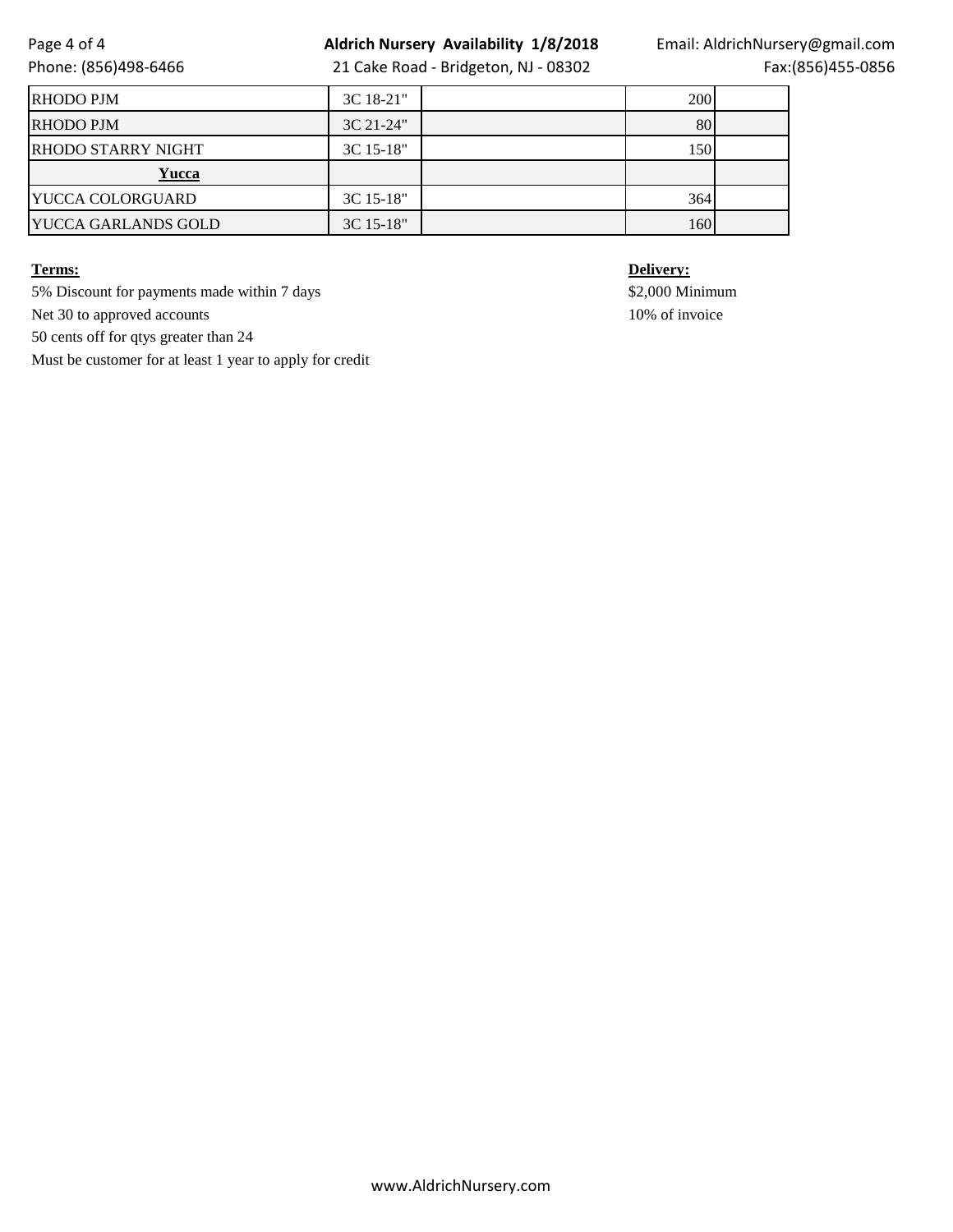| | | | | |
|---|---|---|---|---|
| RHODO PJM | 3C 18-21" | | 200 | |
| RHODO PJM | 3C 21-24" | | 80 | |
| RHODO STARRY NIGHT | 3C 15-18" | | 150 | |
| **Yucca** | | | | |
| YUCCA COLORGUARD | 3C 15-18" | | 364 | |
| YUCCA GARLANDS GOLD | 3C 15-18" | | 160 | |

**Terms:**

5% Discount for payments made within 7 days

Net 30 to approved accounts

50 cents off for qtys greater than 24

Must be customer for at least 1 year to apply for credit

**Delivery:**

$2,000 Minimum

10% of invoice